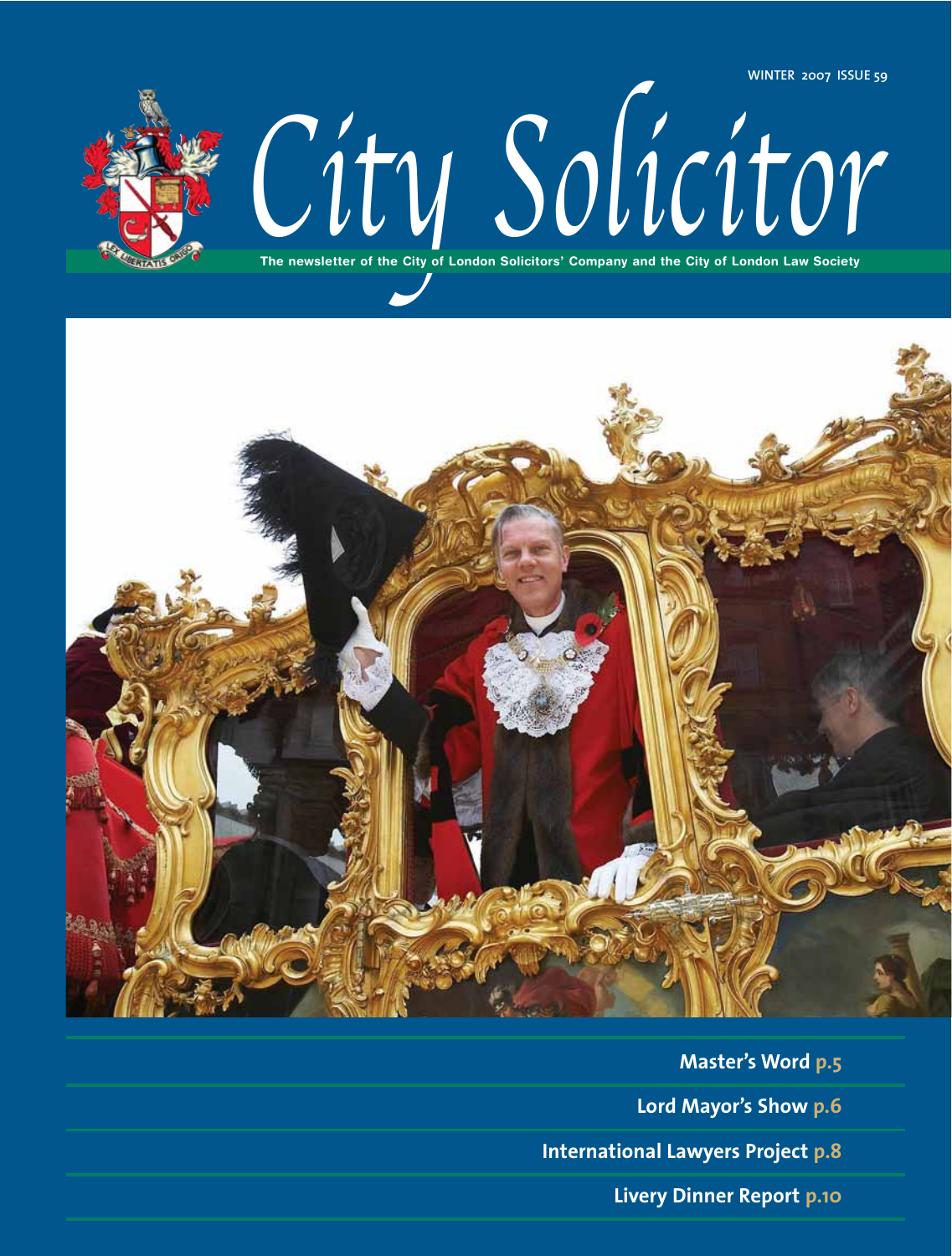WINTER 2007 ISSUE 59

# City Solicitor

The newsletter of the City of London Solicitors' Company and the City of London Law Society

**Master's Word p.5**

**Lord Mayor's Show p.6**

**International Lawyers Project p.8**

**Livery Dinner Report p.10**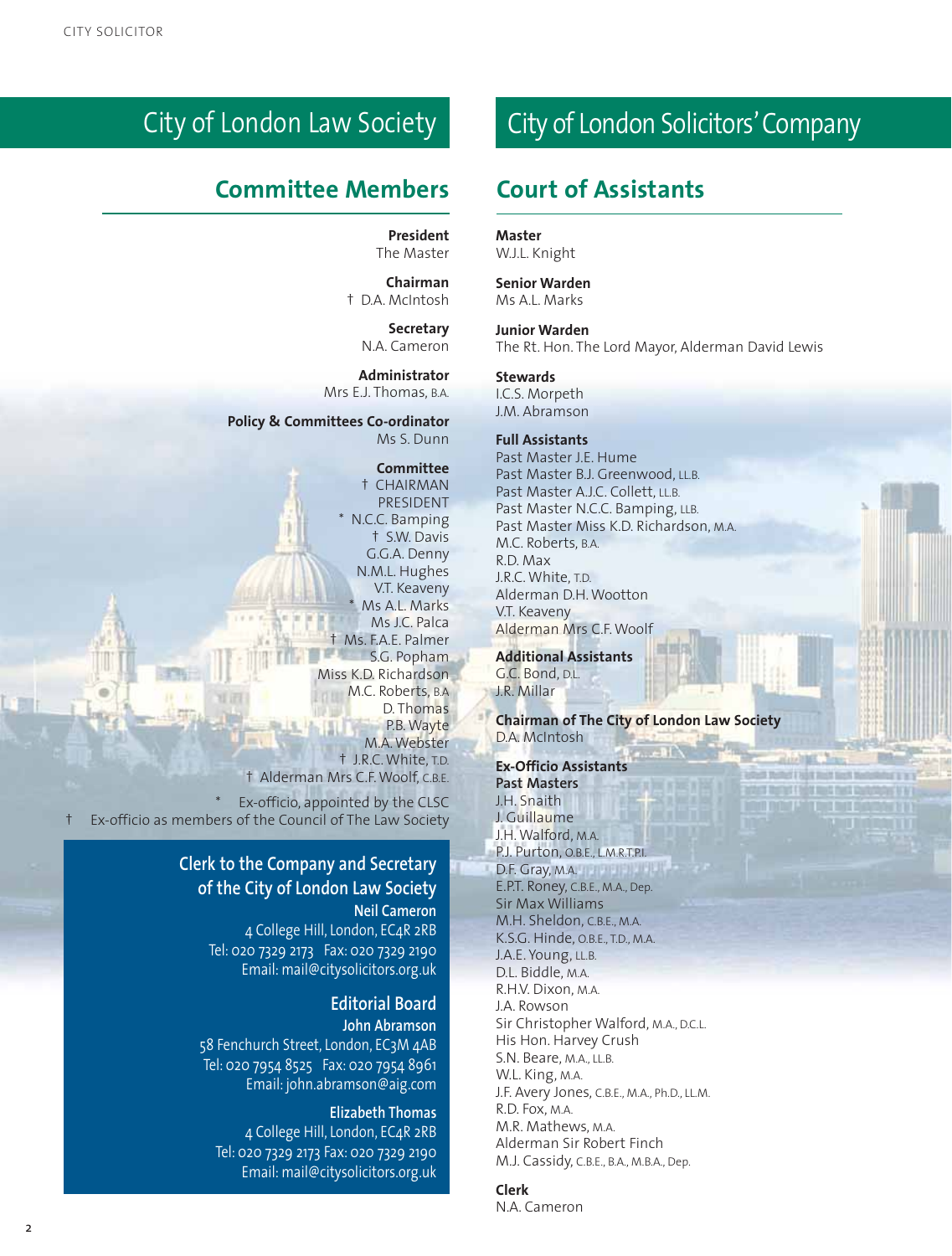# City of London Law Society

## Committee Members

**President**
The Master

**Chairman**
† D.A. McIntosh

**Secretary**
N.A. Cameron

**Administrator**
Mrs E.J. Thomas, B.A.

**Policy & Committees Co-ordinator**
Ms S. Dunn

**Committee**
† CHAIRMAN
PRESIDENT
* N.C.C. Bamping
† S.W. Davis
G.G.A. Denny
N.M.L. Hughes
V.T. Keaveny
* Ms A.L. Marks
Ms J.C. Palca
† Ms. F.A.E. Palmer
S.G. Popham
Miss K.D. Richardson
M.C. Roberts, B.A
D. Thomas
P.B. Wayte
M.A. Webster
† J.R.C. White, T.D.
† Alderman Mrs C.F. Woolf, C.B.E.

* Ex-officio, appointed by the CLSC
† Ex-officio as members of the Council of The Law Society

### Clerk to the Company and Secretary of the City of London Law Society

**Neil Cameron**
4 College Hill, London, EC4R 2RB
Tel: 020 7329 2173 Fax: 020 7329 2190
Email: mail@citysolicitors.org.uk

### Editorial Board

**John Abramson**
58 Fenchurch Street, London, EC3M 4AB
Tel: 020 7954 8525 Fax: 020 7954 8961
Email: john.abramson@aig.com

**Elizabeth Thomas**
4 College Hill, London, EC4R 2RB
Tel: 020 7329 2173 Fax: 020 7329 2190
Email: mail@citysolicitors.org.uk

# City of London Solicitors' Company

## Court of Assistants

**Master**
W.J.L. Knight

**Senior Warden**
Ms A.L. Marks

**Junior Warden**
The Rt. Hon. The Lord Mayor, Alderman David Lewis

**Stewards**
I.C.S. Morpeth
J.M. Abramson

**Full Assistants**
Past Master J.E. Hume
Past Master B.J. Greenwood, LL.B.
Past Master A.J.C. Collett, LL.B.
Past Master N.C.C. Bamping, LLB.
Past Master Miss K.D. Richardson, M.A.
M.C. Roberts, B.A.
R.D. Max
J.R.C. White, T.D.
Alderman D.H. Wootton
V.T. Keaveny
Alderman Mrs C.F. Woolf

**Additional Assistants**
G.C. Bond, D.L.
J.R. Millar

**Chairman of The City of London Law Society**
D.A. McIntosh

**Ex-Officio Assistants**
**Past Masters**
J.H. Snaith
J. Guillaume
J.H. Walford, M.A.
P.J. Purton, O.B.E., L.M.R.T.P.I.
D.F. Gray, M.A.
E.P.T. Roney, C.B.E., M.A., Dep.
Sir Max Williams
M.H. Sheldon, C.B.E., M.A.
K.S.G. Hinde, O.B.E., T.D., M.A.
J.A.E. Young, LL.B.
D.L. Biddle, M.A.
R.H.V. Dixon, M.A.
J.A. Rowson
Sir Christopher Walford, M.A., D.C.L.
His Hon. Harvey Crush
S.N. Beare, M.A., LL.B.
W.L. King, M.A.
J.F. Avery Jones, C.B.E., M.A., Ph.D., LL.M.
R.D. Fox, M.A.
M.R. Mathews, M.A.
Alderman Sir Robert Finch
M.J. Cassidy, C.B.E., B.A., M.B.A., Dep.

**Clerk**
N.A. Cameron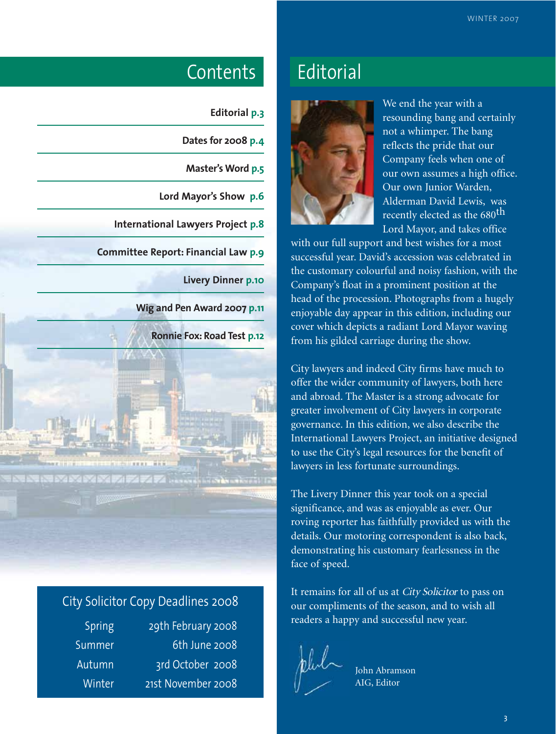# Contents

| | |
|---|---|
| Editorial | p.3 |
| Dates for 2008 | p.4 |
| Master's Word | p.5 |
| Lord Mayor's Show | p.6 |
| International Lawyers Project | p.8 |
| Committee Report: Financial Law | p.9 |
| Livery Dinner | p.10 |
| Wig and Pen Award 2007 | p.11 |
| Ronnie Fox: Road Test | p.12 |

## City Solicitor Copy Deadlines 2008

| | |
|---|---|
| Spring | 29th February 2008 |
| Summer | 6th June 2008 |
| Autumn | 3rd October 2008 |
| Winter | 21st November 2008 |

# Editorial

We end the year with a resounding bang and certainly not a whimper. The bang reflects the pride that our Company feels when one of our own assumes a high office. Our own Junior Warden, Alderman David Lewis, was recently elected as the 680th Lord Mayor, and takes office with our full support and best wishes for a most successful year. David's accession was celebrated in the customary colourful and noisy fashion, with the Company's float in a prominent position at the head of the procession. Photographs from a hugely enjoyable day appear in this edition, including our cover which depicts a radiant Lord Mayor waving from his gilded carriage during the show.

City lawyers and indeed City firms have much to offer the wider community of lawyers, both here and abroad. The Master is a strong advocate for greater involvement of City lawyers in corporate governance. In this edition, we also describe the International Lawyers Project, an initiative designed to use the City's legal resources for the benefit of lawyers in less fortunate surroundings.

The Livery Dinner this year took on a special significance, and was as enjoyable as ever. Our roving reporter has faithfully provided us with the details. Our motoring correspondent is also back, demonstrating his customary fearlessness in the face of speed.

It remains for all of us at *City Solicitor* to pass on our compliments of the season, and to wish all readers a happy and successful new year.

John Abramson
AIG, Editor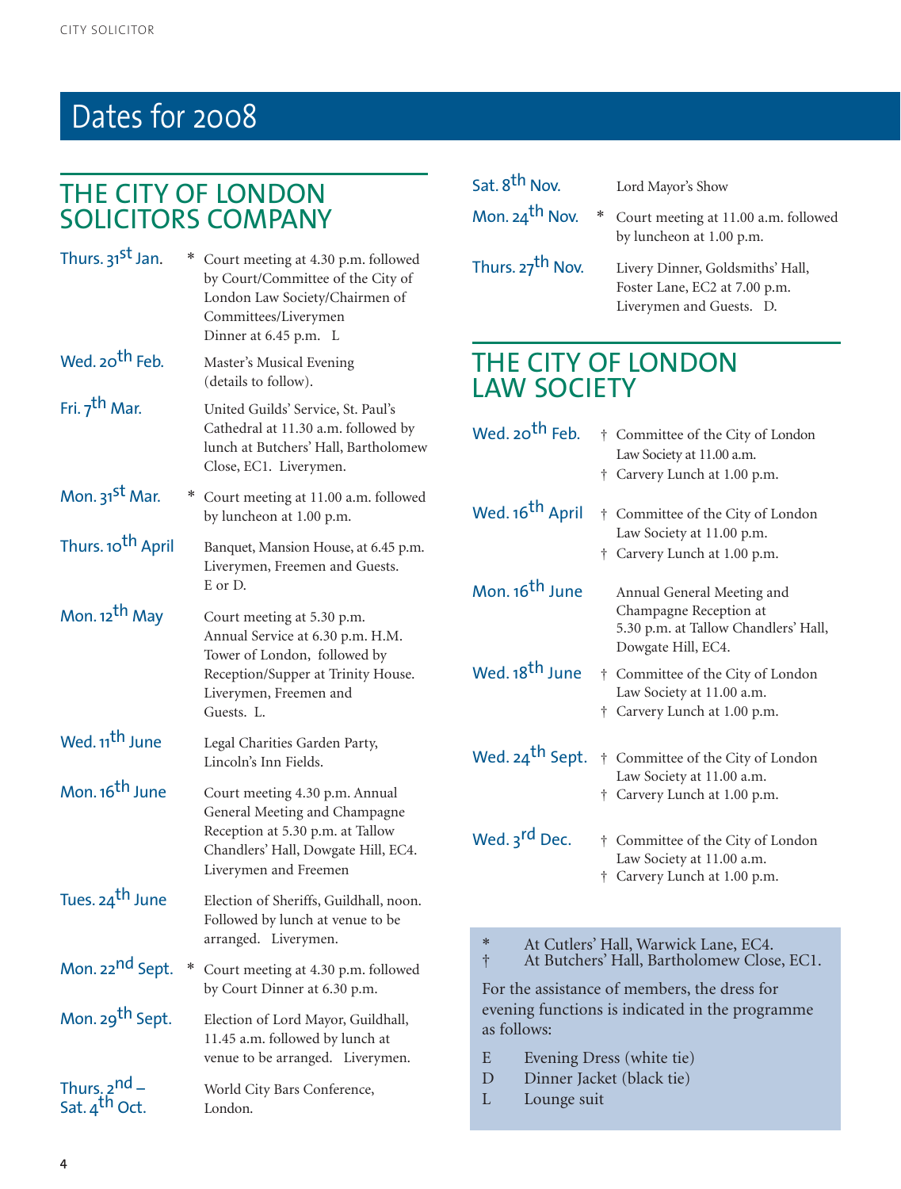# Dates for 2008

## THE CITY OF LONDON SOLICITORS COMPANY

| Date | | Event |
|---|---|---|
| Thurs. 31st Jan. | * | Court meeting at 4.30 p.m. followed by Court/Committee of the City of London Law Society/Chairmen of Committees/Liverymen Dinner at 6.45 p.m. L |
| Wed. 20th Feb. | | Master's Musical Evening (details to follow). |
| Fri. 7th Mar. | | United Guilds' Service, St. Paul's Cathedral at 11.30 a.m. followed by lunch at Butchers' Hall, Bartholomew Close, EC1. Liverymen. |
| Mon. 31st Mar. | * | Court meeting at 11.00 a.m. followed by luncheon at 1.00 p.m. |
| Thurs. 10th April | | Banquet, Mansion House, at 6.45 p.m. Liverymen, Freemen and Guests. E or D. |
| Mon. 12th May | | Court meeting at 5.30 p.m. Annual Service at 6.30 p.m. H.M. Tower of London, followed by Reception/Supper at Trinity House. Liverymen, Freemen and Guests. L. |
| Wed. 11th June | | Legal Charities Garden Party, Lincoln's Inn Fields. |
| Mon. 16th June | | Court meeting 4.30 p.m. Annual General Meeting and Champagne Reception at 5.30 p.m. at Tallow Chandlers' Hall, Dowgate Hill, EC4. Liverymen and Freemen |
| Tues. 24th June | | Election of Sheriffs, Guildhall, noon. Followed by lunch at venue to be arranged. Liverymen. |
| Mon. 22nd Sept. | * | Court meeting at 4.30 p.m. followed by Court Dinner at 6.30 p.m. |
| Mon. 29th Sept. | | Election of Lord Mayor, Guildhall, 11.45 a.m. followed by lunch at venue to be arranged. Liverymen. |
| Thurs. 2nd – Sat. 4th Oct. | | World City Bars Conference, London. |
| Sat. 8th Nov. | | Lord Mayor's Show |
| Mon. 24th Nov. | * | Court meeting at 11.00 a.m. followed by luncheon at 1.00 p.m. |
| Thurs. 27th Nov. | | Livery Dinner, Goldsmiths' Hall, Foster Lane, EC2 at 7.00 p.m. Liverymen and Guests. D. |

## THE CITY OF LONDON LAW SOCIETY

| Date | | Event |
|---|---|---|
| Wed. 20th Feb. | † | Committee of the City of London Law Society at 11.00 a.m. |
| | † | Carvery Lunch at 1.00 p.m. |
| Wed. 16th April | † | Committee of the City of London Law Society at 11.00 p.m. |
| | † | Carvery Lunch at 1.00 p.m. |
| Mon. 16th June | | Annual General Meeting and Champagne Reception at 5.30 p.m. at Tallow Chandlers' Hall, Dowgate Hill, EC4. |
| Wed. 18th June | † | Committee of the City of London Law Society at 11.00 a.m. |
| | † | Carvery Lunch at 1.00 p.m. |
| Wed. 24th Sept. | † | Committee of the City of London Law Society at 11.00 a.m. |
| | † | Carvery Lunch at 1.00 p.m. |
| Wed. 3rd Dec. | † | Committee of the City of London Law Society at 11.00 a.m. |
| | † | Carvery Lunch at 1.00 p.m. |

\* At Cutlers' Hall, Warwick Lane, EC4.
† At Butchers' Hall, Bartholomew Close, EC1.

For the assistance of members, the dress for evening functions is indicated in the programme as follows:

E Evening Dress (white tie)
D Dinner Jacket (black tie)
L Lounge suit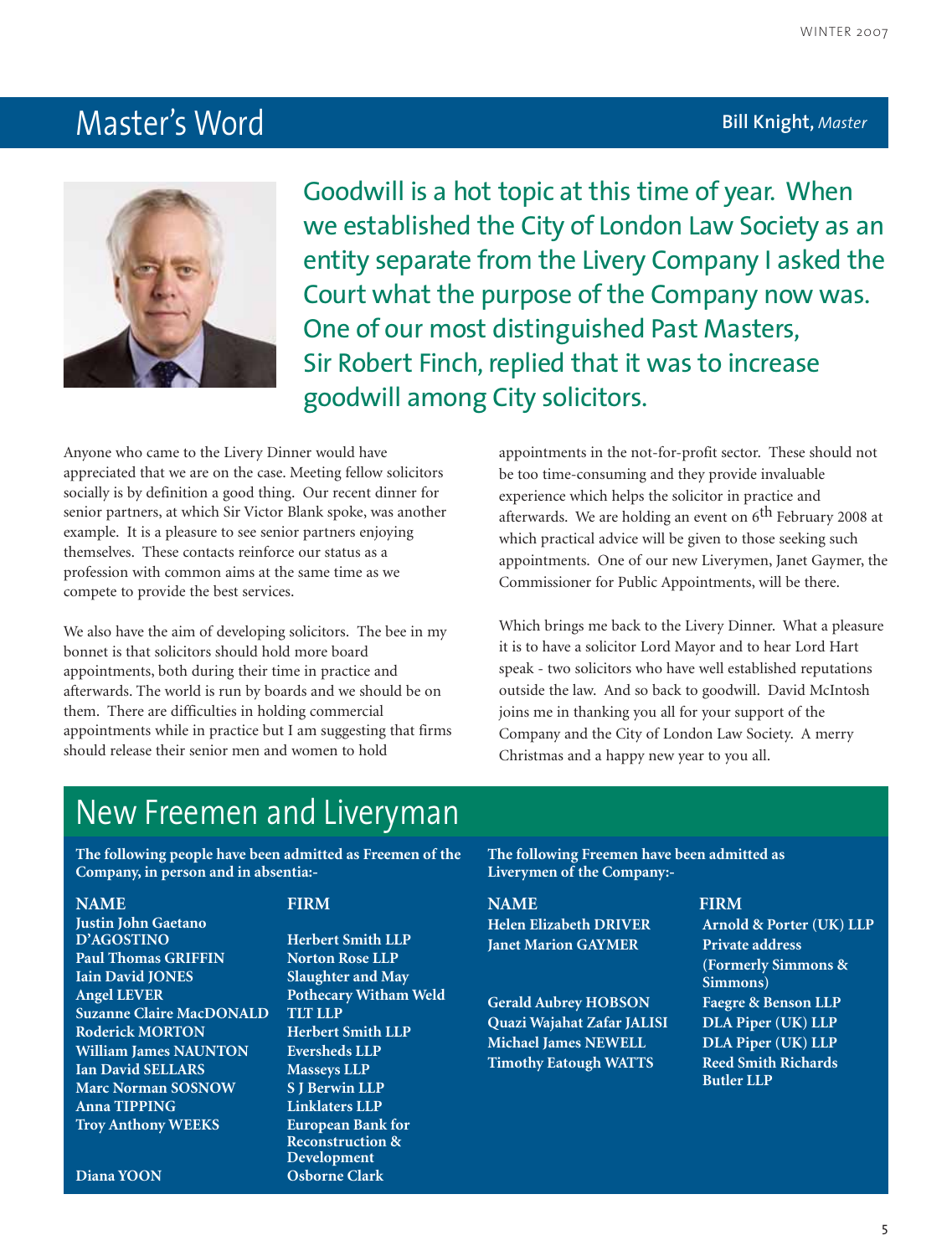## Master's Word

**Bill Knight,** *Master*

Goodwill is a hot topic at this time of year. When we established the City of London Law Society as an entity separate from the Livery Company I asked the Court what the purpose of the Company now was. One of our most distinguished Past Masters, Sir Robert Finch, replied that it was to increase goodwill among City solicitors.

Anyone who came to the Livery Dinner would have appreciated that we are on the case. Meeting fellow solicitors socially is by definition a good thing. Our recent dinner for senior partners, at which Sir Victor Blank spoke, was another example. It is a pleasure to see senior partners enjoying themselves. These contacts reinforce our status as a profession with common aims at the same time as we compete to provide the best services.

We also have the aim of developing solicitors. The bee in my bonnet is that solicitors should hold more board appointments, both during their time in practice and afterwards. The world is run by boards and we should be on them. There are difficulties in holding commercial appointments while in practice but I am suggesting that firms should release their senior men and women to hold appointments in the not-for-profit sector. These should not be too time-consuming and they provide invaluable experience which helps the solicitor in practice and afterwards. We are holding an event on 6th February 2008 at which practical advice will be given to those seeking such appointments. One of our new Liverymen, Janet Gaymer, the Commissioner for Public Appointments, will be there.

Which brings me back to the Livery Dinner. What a pleasure it is to have a solicitor Lord Mayor and to hear Lord Hart speak - two solicitors who have well established reputations outside the law. And so back to goodwill. David McIntosh joins me in thanking you all for your support of the Company and the City of London Law Society. A merry Christmas and a happy new year to you all.

## New Freemen and Liveryman

**The following people have been admitted as Freemen of the Company, in person and in absentia:-**

| NAME | FIRM |
|---|---|
| Justin John Gaetano D'AGOSTINO | Herbert Smith LLP |
| Paul Thomas GRIFFIN | Norton Rose LLP |
| Iain David JONES | Slaughter and May |
| Angel LEVER | Pothecary Witham Weld |
| Suzanne Claire MacDONALD | TLT LLP |
| Roderick MORTON | Herbert Smith LLP |
| William James NAUNTON | Eversheds LLP |
| Ian David SELLARS | Masseys LLP |
| Marc Norman SOSNOW | S J Berwin LLP |
| Anna TIPPING | Linklaters LLP |
| Troy Anthony WEEKS | European Bank for Reconstruction & Development |
| Diana YOON | Osborne Clark |

**The following Freemen have been admitted as Liverymen of the Company:-**

| NAME | FIRM |
|---|---|
| Helen Elizabeth DRIVER | Arnold & Porter (UK) LLP |
| Janet Marion GAYMER | Private address (Formerly Simmons & Simmons) |
| Gerald Aubrey HOBSON | Faegre & Benson LLP |
| Quazi Wajahat Zafar JALISI | DLA Piper (UK) LLP |
| Michael James NEWELL | DLA Piper (UK) LLP |
| Timothy Eatough WATTS | Reed Smith Richards Butler LLP |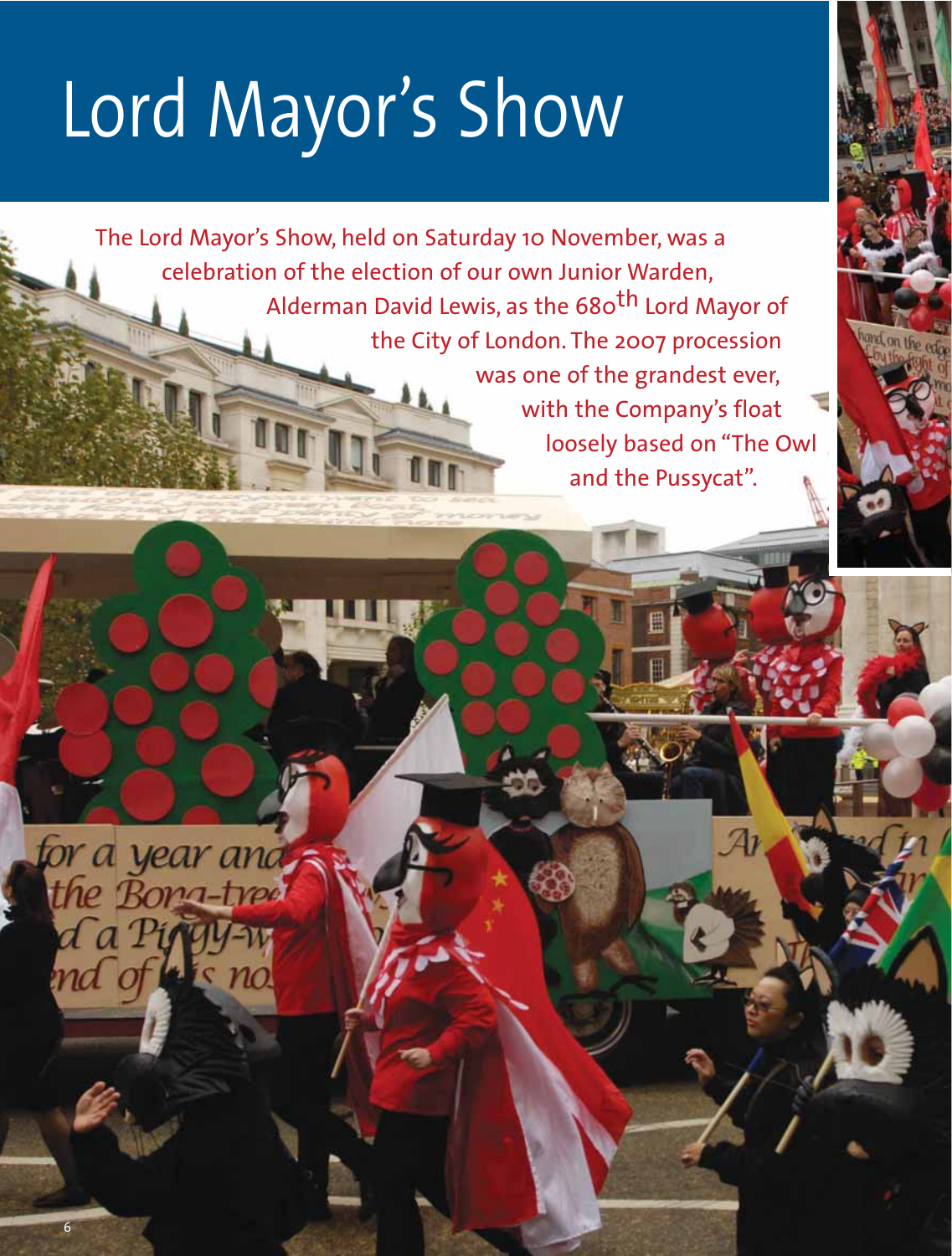# Lord Mayor's Show

The Lord Mayor's Show, held on Saturday 10 November, was a celebration of the election of our own Junior Warden, Alderman David Lewis, as the 680th Lord Mayor of the City of London. The 2007 procession was one of the grandest ever, with the Company's float loosely based on "The Owl and the Pussycat".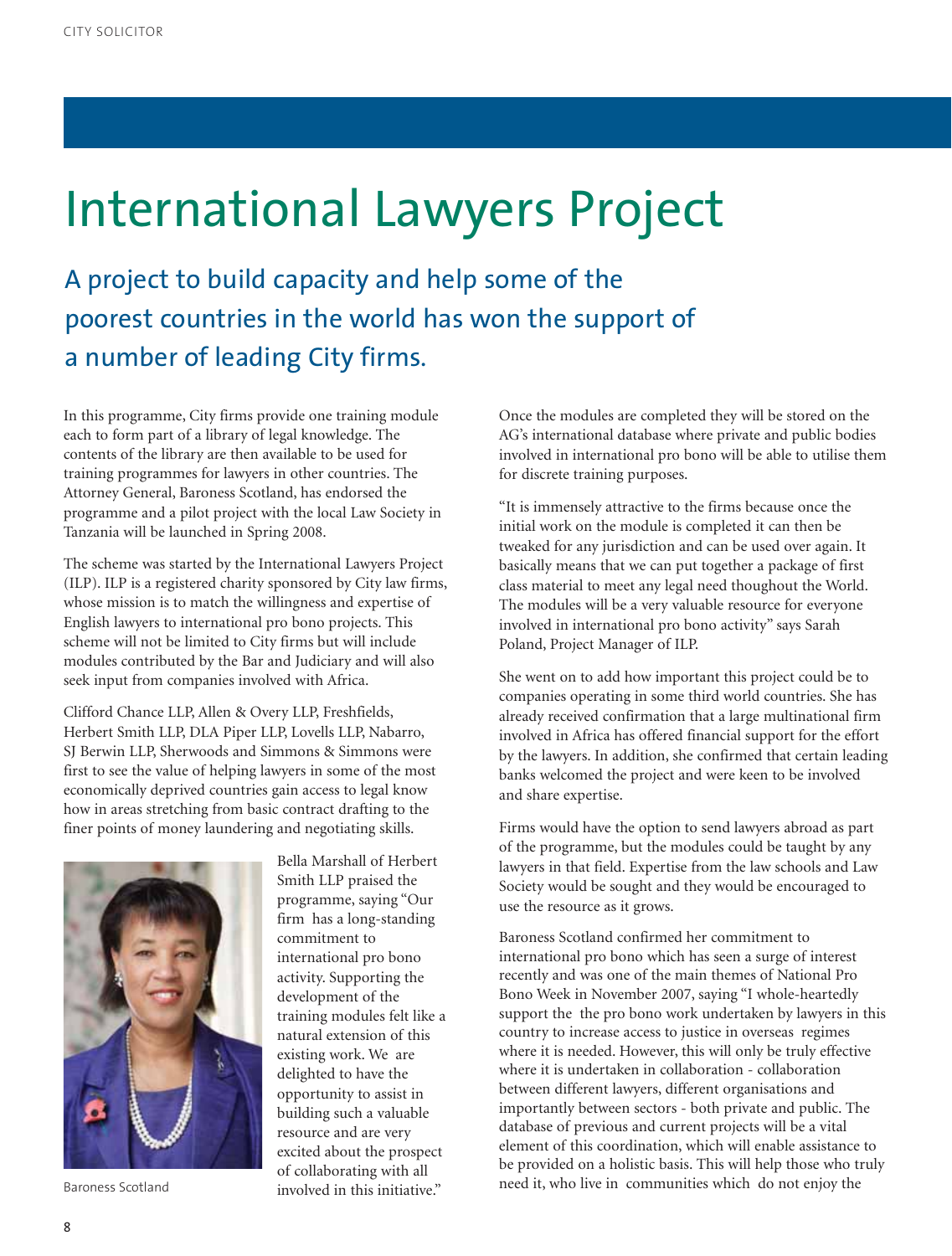# International Lawyers Project

## A project to build capacity and help some of the poorest countries in the world has won the support of a number of leading City firms.

In this programme, City firms provide one training module each to form part of a library of legal knowledge. The contents of the library are then available to be used for training programmes for lawyers in other countries. The Attorney General, Baroness Scotland, has endorsed the programme and a pilot project with the local Law Society in Tanzania will be launched in Spring 2008.

The scheme was started by the International Lawyers Project (ILP). ILP is a registered charity sponsored by City law firms, whose mission is to match the willingness and expertise of English lawyers to international pro bono projects. This scheme will not be limited to City firms but will include modules contributed by the Bar and Judiciary and will also seek input from companies involved with Africa.

Clifford Chance LLP, Allen & Overy LLP, Freshfields, Herbert Smith LLP, DLA Piper LLP, Lovells LLP, Nabarro, SJ Berwin LLP, Sherwoods and Simmons & Simmons were first to see the value of helping lawyers in some of the most economically deprived countries gain access to legal know how in areas stretching from basic contract drafting to the finer points of money laundering and negotiating skills.

Baroness Scotland

Bella Marshall of Herbert Smith LLP praised the programme, saying "Our firm has a long-standing commitment to international pro bono activity. Supporting the development of the training modules felt like a natural extension of this existing work. We are delighted to have the opportunity to assist in building such a valuable resource and are very excited about the prospect of collaborating with all involved in this initiative."

Once the modules are completed they will be stored on the AG's international database where private and public bodies involved in international pro bono will be able to utilise them for discrete training purposes.

"It is immensely attractive to the firms because once the initial work on the module is completed it can then be tweaked for any jurisdiction and can be used over again. It basically means that we can put together a package of first class material to meet any legal need thoughout the World. The modules will be a very valuable resource for everyone involved in international pro bono activity" says Sarah Poland, Project Manager of ILP.

She went on to add how important this project could be to companies operating in some third world countries. She has already received confirmation that a large multinational firm involved in Africa has offered financial support for the effort by the lawyers. In addition, she confirmed that certain leading banks welcomed the project and were keen to be involved and share expertise.

Firms would have the option to send lawyers abroad as part of the programme, but the modules could be taught by any lawyers in that field. Expertise from the law schools and Law Society would be sought and they would be encouraged to use the resource as it grows.

Baroness Scotland confirmed her commitment to international pro bono which has seen a surge of interest recently and was one of the main themes of National Pro Bono Week in November 2007, saying "I whole-heartedly support the the pro bono work undertaken by lawyers in this country to increase access to justice in overseas regimes where it is needed. However, this will only be truly effective where it is undertaken in collaboration - collaboration between different lawyers, different organisations and importantly between sectors - both private and public. The database of previous and current projects will be a vital element of this coordination, which will enable assistance to be provided on a holistic basis. This will help those who truly need it, who live in communities which do not enjoy the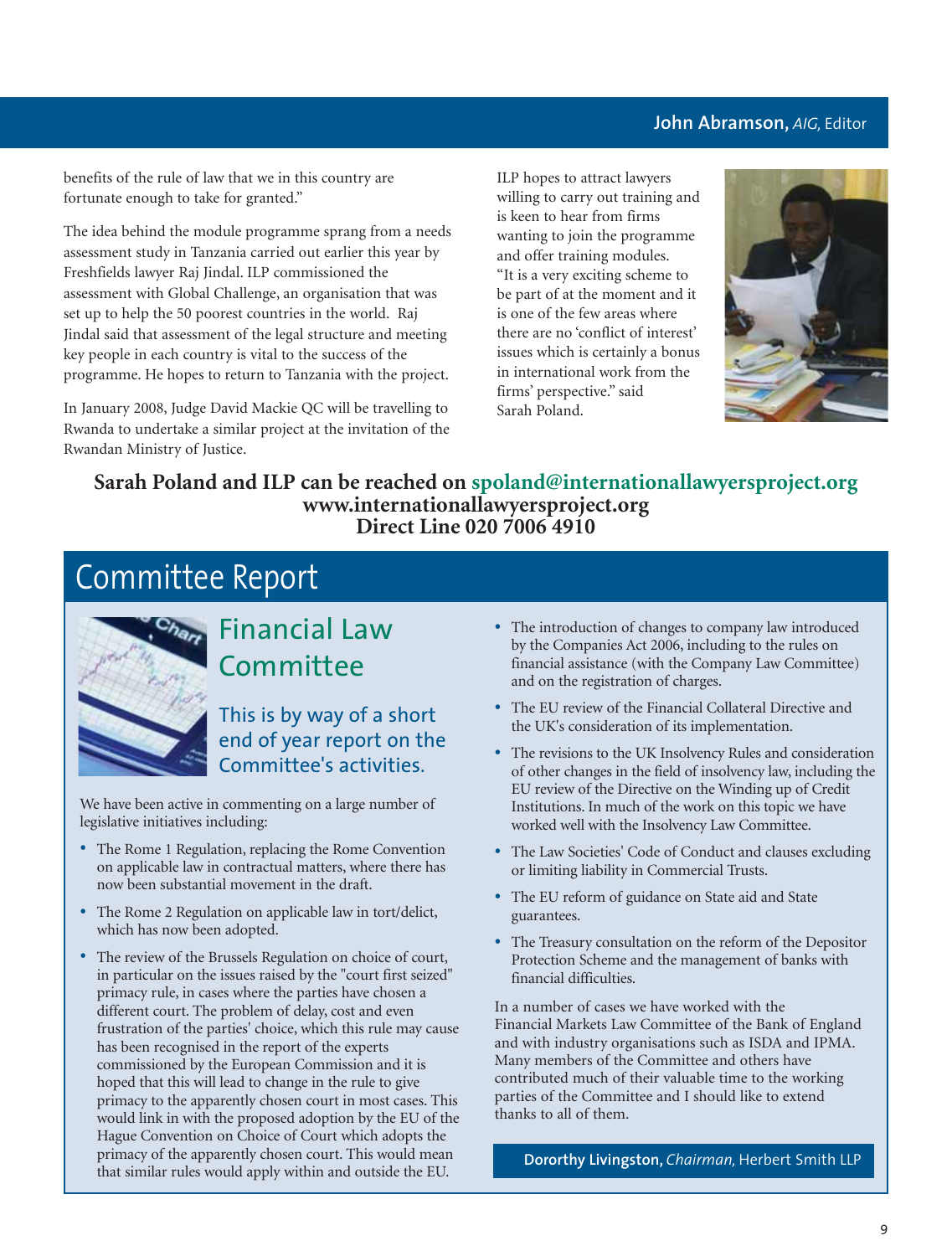**John Abramson,** *AIG,* Editor

benefits of the rule of law that we in this country are fortunate enough to take for granted."

The idea behind the module programme sprang from a needs assessment study in Tanzania carried out earlier this year by Freshfields lawyer Raj Jindal. ILP commissioned the assessment with Global Challenge, an organisation that was set up to help the 50 poorest countries in the world. Raj Jindal said that assessment of the legal structure and meeting key people in each country is vital to the success of the programme. He hopes to return to Tanzania with the project.

In January 2008, Judge David Mackie QC will be travelling to Rwanda to undertake a similar project at the invitation of the Rwandan Ministry of Justice.

ILP hopes to attract lawyers willing to carry out training and is keen to hear from firms wanting to join the programme and offer training modules. "It is a very exciting scheme to be part of at the moment and it is one of the few areas where there are no 'conflict of interest' issues which is certainly a bonus in international work from the firms' perspective." said Sarah Poland.

**Sarah Poland and ILP can be reached on spoland@internationallawyersproject.org**
**www.internationallawyersproject.org**
**Direct Line 020 7006 4910**

# Committee Report

## Financial Law Committee

### This is by way of a short end of year report on the Committee's activities.

We have been active in commenting on a large number of legislative initiatives including:

- The Rome 1 Regulation, replacing the Rome Convention on applicable law in contractual matters, where there has now been substantial movement in the draft.
- The Rome 2 Regulation on applicable law in tort/delict, which has now been adopted.
- The review of the Brussels Regulation on choice of court, in particular on the issues raised by the "court first seized" primacy rule, in cases where the parties have chosen a different court. The problem of delay, cost and even frustration of the parties' choice, which this rule may cause has been recognised in the report of the experts commissioned by the European Commission and it is hoped that this will lead to change in the rule to give primacy to the apparently chosen court in most cases. This would link in with the proposed adoption by the EU of the Hague Convention on Choice of Court which adopts the primacy of the apparently chosen court. This would mean that similar rules would apply within and outside the EU.
- The introduction of changes to company law introduced by the Companies Act 2006, including to the rules on financial assistance (with the Company Law Committee) and on the registration of charges.
- The EU review of the Financial Collateral Directive and the UK's consideration of its implementation.
- The revisions to the UK Insolvency Rules and consideration of other changes in the field of insolvency law, including the EU review of the Directive on the Winding up of Credit Institutions. In much of the work on this topic we have worked well with the Insolvency Law Committee.
- The Law Societies' Code of Conduct and clauses excluding or limiting liability in Commercial Trusts.
- The EU reform of guidance on State aid and State guarantees.
- The Treasury consultation on the reform of the Depositor Protection Scheme and the management of banks with financial difficulties.

In a number of cases we have worked with the Financial Markets Law Committee of the Bank of England and with industry organisations such as ISDA and IPMA. Many members of the Committee and others have contributed much of their valuable time to the working parties of the Committee and I should like to extend thanks to all of them.

**Dororthy Livingston,** *Chairman,* Herbert Smith LLP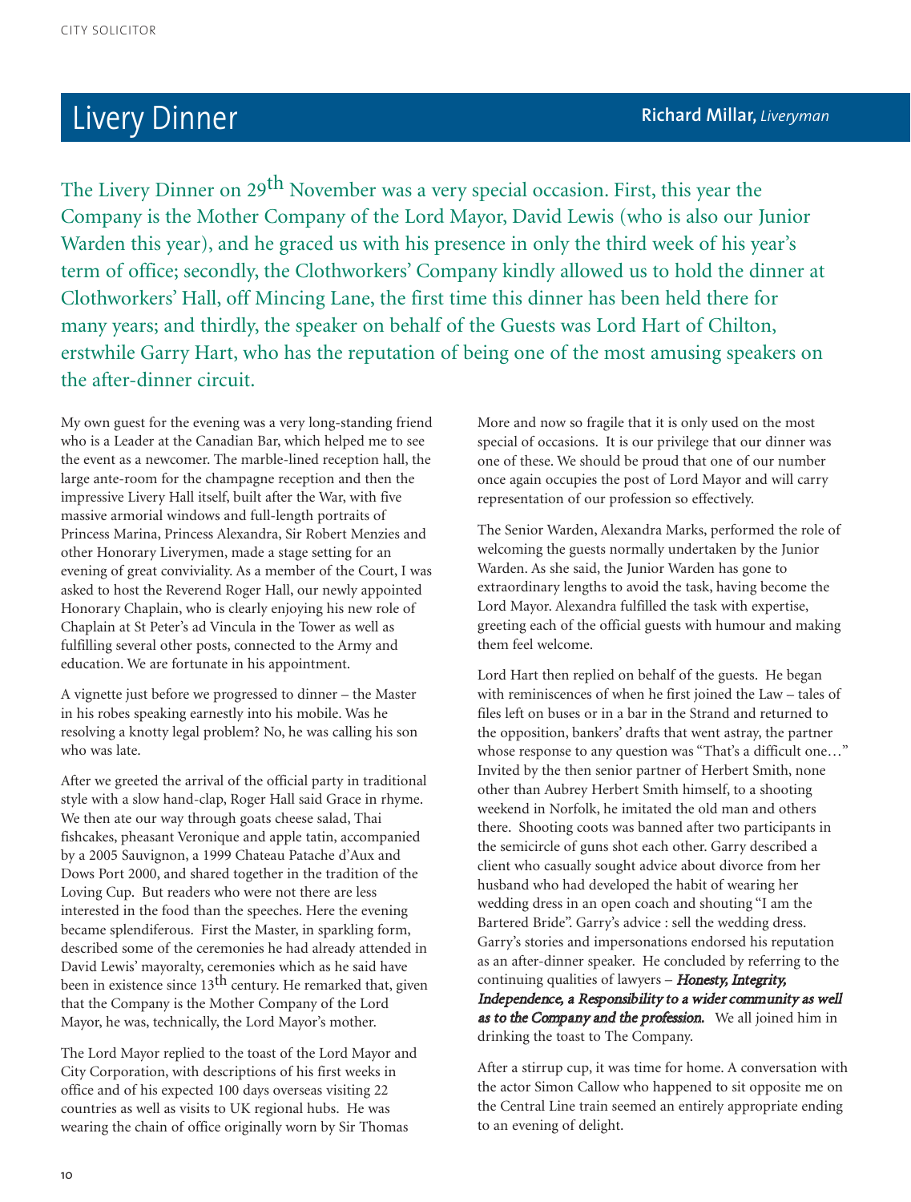# Livery Dinner

**Richard Millar,** *Liveryman*

The Livery Dinner on 29th November was a very special occasion. First, this year the Company is the Mother Company of the Lord Mayor, David Lewis (who is also our Junior Warden this year), and he graced us with his presence in only the third week of his year's term of office; secondly, the Clothworkers' Company kindly allowed us to hold the dinner at Clothworkers' Hall, off Mincing Lane, the first time this dinner has been held there for many years; and thirdly, the speaker on behalf of the Guests was Lord Hart of Chilton, erstwhile Garry Hart, who has the reputation of being one of the most amusing speakers on the after-dinner circuit.

My own guest for the evening was a very long-standing friend who is a Leader at the Canadian Bar, which helped me to see the event as a newcomer. The marble-lined reception hall, the large ante-room for the champagne reception and then the impressive Livery Hall itself, built after the War, with five massive armorial windows and full-length portraits of Princess Marina, Princess Alexandra, Sir Robert Menzies and other Honorary Liverymen, made a stage setting for an evening of great conviviality. As a member of the Court, I was asked to host the Reverend Roger Hall, our newly appointed Honorary Chaplain, who is clearly enjoying his new role of Chaplain at St Peter's ad Vincula in the Tower as well as fulfilling several other posts, connected to the Army and education. We are fortunate in his appointment.

A vignette just before we progressed to dinner – the Master in his robes speaking earnestly into his mobile. Was he resolving a knotty legal problem? No, he was calling his son who was late.

After we greeted the arrival of the official party in traditional style with a slow hand-clap, Roger Hall said Grace in rhyme. We then ate our way through goats cheese salad, Thai fishcakes, pheasant Veronique and apple tatin, accompanied by a 2005 Sauvignon, a 1999 Chateau Patache d'Aux and Dows Port 2000, and shared together in the tradition of the Loving Cup. But readers who were not there are less interested in the food than the speeches. Here the evening became splendiferous. First the Master, in sparkling form, described some of the ceremonies he had already attended in David Lewis' mayoralty, ceremonies which as he said have been in existence since 13th century. He remarked that, given that the Company is the Mother Company of the Lord Mayor, he was, technically, the Lord Mayor's mother.

The Lord Mayor replied to the toast of the Lord Mayor and City Corporation, with descriptions of his first weeks in office and of his expected 100 days overseas visiting 22 countries as well as visits to UK regional hubs. He was wearing the chain of office originally worn by Sir Thomas More and now so fragile that it is only used on the most special of occasions. It is our privilege that our dinner was one of these. We should be proud that one of our number once again occupies the post of Lord Mayor and will carry representation of our profession so effectively.

The Senior Warden, Alexandra Marks, performed the role of welcoming the guests normally undertaken by the Junior Warden. As she said, the Junior Warden has gone to extraordinary lengths to avoid the task, having become the Lord Mayor. Alexandra fulfilled the task with expertise, greeting each of the official guests with humour and making them feel welcome.

Lord Hart then replied on behalf of the guests. He began with reminiscences of when he first joined the Law – tales of files left on buses or in a bar in the Strand and returned to the opposition, bankers' drafts that went astray, the partner whose response to any question was "That's a difficult one…" Invited by the then senior partner of Herbert Smith, none other than Aubrey Herbert Smith himself, to a shooting weekend in Norfolk, he imitated the old man and others there. Shooting coots was banned after two participants in the semicircle of guns shot each other. Garry described a client who casually sought advice about divorce from her husband who had developed the habit of wearing her wedding dress in an open coach and shouting "I am the Bartered Bride". Garry's advice : sell the wedding dress. Garry's stories and impersonations endorsed his reputation as an after-dinner speaker. He concluded by referring to the continuing qualities of lawyers – ***Honesty, Integrity, Independence, a Responsibility to a wider community as well as to the Company and the profession.*** We all joined him in drinking the toast to The Company.

After a stirrup cup, it was time for home. A conversation with the actor Simon Callow who happened to sit opposite me on the Central Line train seemed an entirely appropriate ending to an evening of delight.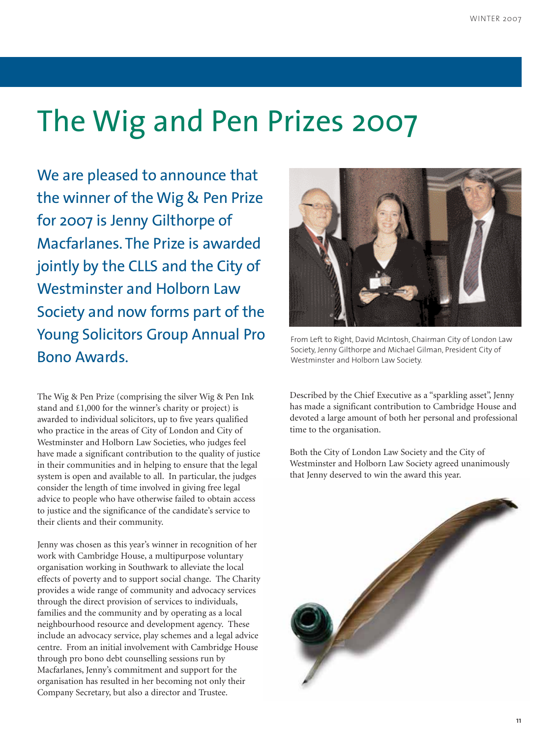# The Wig and Pen Prizes 2007

We are pleased to announce that the winner of the Wig & Pen Prize for 2007 is Jenny Gilthorpe of Macfarlanes. The Prize is awarded jointly by the CLLS and the City of Westminster and Holborn Law Society and now forms part of the Young Solicitors Group Annual Pro Bono Awards.

From Left to Right, David McIntosh, Chairman City of London Law Society, Jenny Gilthorpe and Michael Gilman, President City of Westminster and Holborn Law Society.

The Wig & Pen Prize (comprising the silver Wig & Pen Ink stand and £1,000 for the winner's charity or project) is awarded to individual solicitors, up to five years qualified who practice in the areas of City of London and City of Westminster and Holborn Law Societies, who judges feel have made a significant contribution to the quality of justice in their communities and in helping to ensure that the legal system is open and available to all. In particular, the judges consider the length of time involved in giving free legal advice to people who have otherwise failed to obtain access to justice and the significance of the candidate's service to their clients and their community.

Jenny was chosen as this year's winner in recognition of her work with Cambridge House, a multipurpose voluntary organisation working in Southwark to alleviate the local effects of poverty and to support social change. The Charity provides a wide range of community and advocacy services through the direct provision of services to individuals, families and the community and by operating as a local neighbourhood resource and development agency. These include an advocacy service, play schemes and a legal advice centre. From an initial involvement with Cambridge House through pro bono debt counselling sessions run by Macfarlanes, Jenny's commitment and support for the organisation has resulted in her becoming not only their Company Secretary, but also a director and Trustee.

Described by the Chief Executive as a "sparkling asset", Jenny has made a significant contribution to Cambridge House and devoted a large amount of both her personal and professional time to the organisation.

Both the City of London Law Society and the City of Westminster and Holborn Law Society agreed unanimously that Jenny deserved to win the award this year.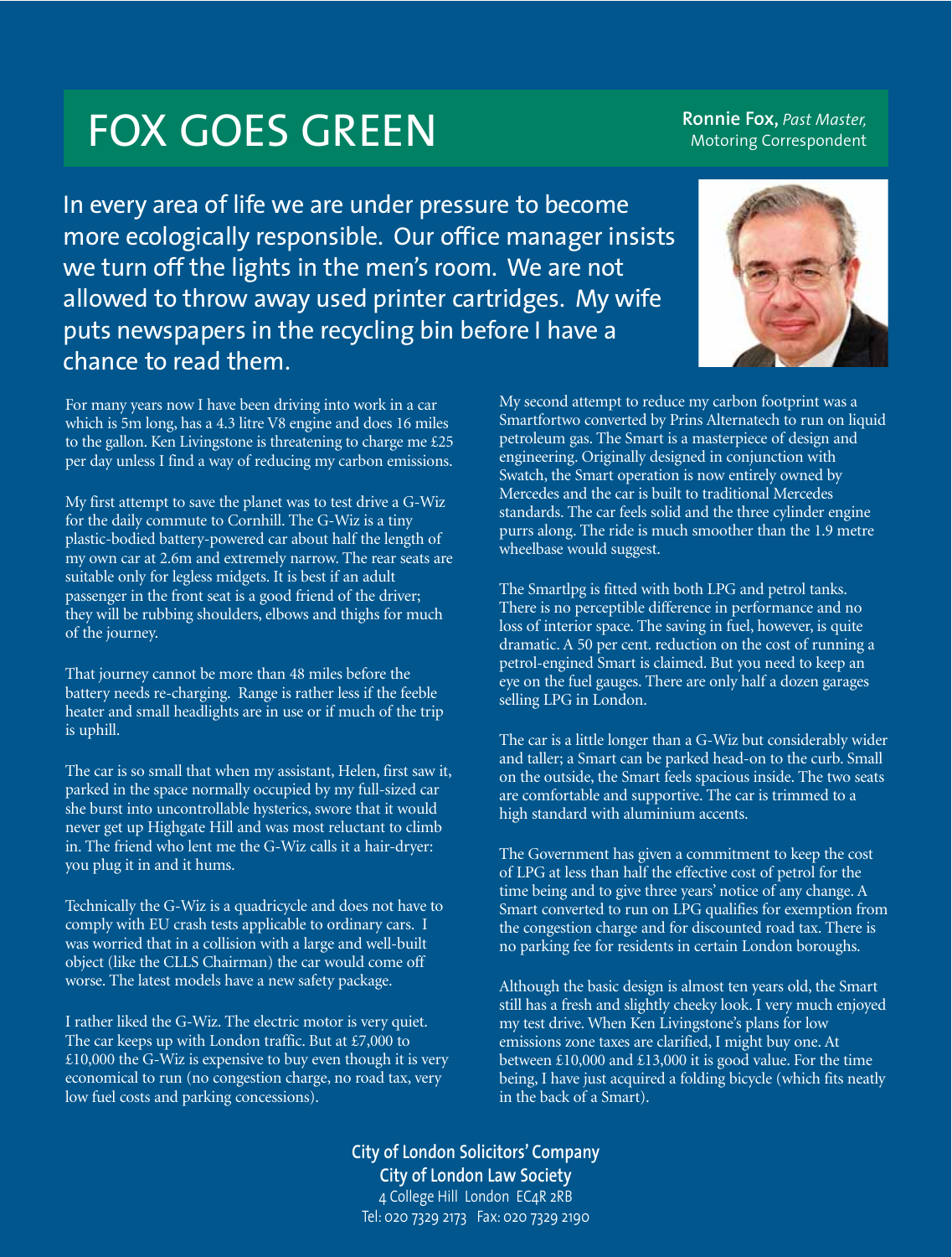# FOX GOES GREEN

**Ronnie Fox,** *Past Master,*
Motoring Correspondent

In every area of life we are under pressure to become more ecologically responsible. Our office manager insists we turn off the lights in the men's room. We are not allowed to throw away used printer cartridges. My wife puts newspapers in the recycling bin before I have a chance to read them.

For many years now I have been driving into work in a car which is 5m long, has a 4.3 litre V8 engine and does 16 miles to the gallon. Ken Livingstone is threatening to charge me £25 per day unless I find a way of reducing my carbon emissions.

My first attempt to save the planet was to test drive a G-Wiz for the daily commute to Cornhill. The G-Wiz is a tiny plastic-bodied battery-powered car about half the length of my own car at 2.6m and extremely narrow. The rear seats are suitable only for legless midgets. It is best if an adult passenger in the front seat is a good friend of the driver; they will be rubbing shoulders, elbows and thighs for much of the journey.

That journey cannot be more than 48 miles before the battery needs re-charging. Range is rather less if the feeble heater and small headlights are in use or if much of the trip is uphill.

The car is so small that when my assistant, Helen, first saw it, parked in the space normally occupied by my full-sized car she burst into uncontrollable hysterics, swore that it would never get up Highgate Hill and was most reluctant to climb in. The friend who lent me the G-Wiz calls it a hair-dryer: you plug it in and it hums.

Technically the G-Wiz is a quadricycle and does not have to comply with EU crash tests applicable to ordinary cars. I was worried that in a collision with a large and well-built object (like the CLLS Chairman) the car would come off worse. The latest models have a new safety package.

I rather liked the G-Wiz. The electric motor is very quiet. The car keeps up with London traffic. But at £7,000 to £10,000 the G-Wiz is expensive to buy even though it is very economical to run (no congestion charge, no road tax, very low fuel costs and parking concessions).

My second attempt to reduce my carbon footprint was a Smartfortwo converted by Prins Alternatech to run on liquid petroleum gas. The Smart is a masterpiece of design and engineering. Originally designed in conjunction with Swatch, the Smart operation is now entirely owned by Mercedes and the car is built to traditional Mercedes standards. The car feels solid and the three cylinder engine purrs along. The ride is much smoother than the 1.9 metre wheelbase would suggest.

The Smartlpg is fitted with both LPG and petrol tanks. There is no perceptible difference in performance and no loss of interior space. The saving in fuel, however, is quite dramatic. A 50 per cent. reduction on the cost of running a petrol-engined Smart is claimed. But you need to keep an eye on the fuel gauges. There are only half a dozen garages selling LPG in London.

The car is a little longer than a G-Wiz but considerably wider and taller; a Smart can be parked head-on to the curb. Small on the outside, the Smart feels spacious inside. The two seats are comfortable and supportive. The car is trimmed to a high standard with aluminium accents.

The Government has given a commitment to keep the cost of LPG at less than half the effective cost of petrol for the time being and to give three years' notice of any change. A Smart converted to run on LPG qualifies for exemption from the congestion charge and for discounted road tax. There is no parking fee for residents in certain London boroughs.

Although the basic design is almost ten years old, the Smart still has a fresh and slightly cheeky look. I very much enjoyed my test drive. When Ken Livingstone's plans for low emissions zone taxes are clarified, I might buy one. At between £10,000 and £13,000 it is good value. For the time being, I have just acquired a folding bicycle (which fits neatly in the back of a Smart).

**City of London Solicitors' Company**
**City of London Law Society**
4 College Hill London EC4R 2RB
Tel: 020 7329 2173 Fax: 020 7329 2190